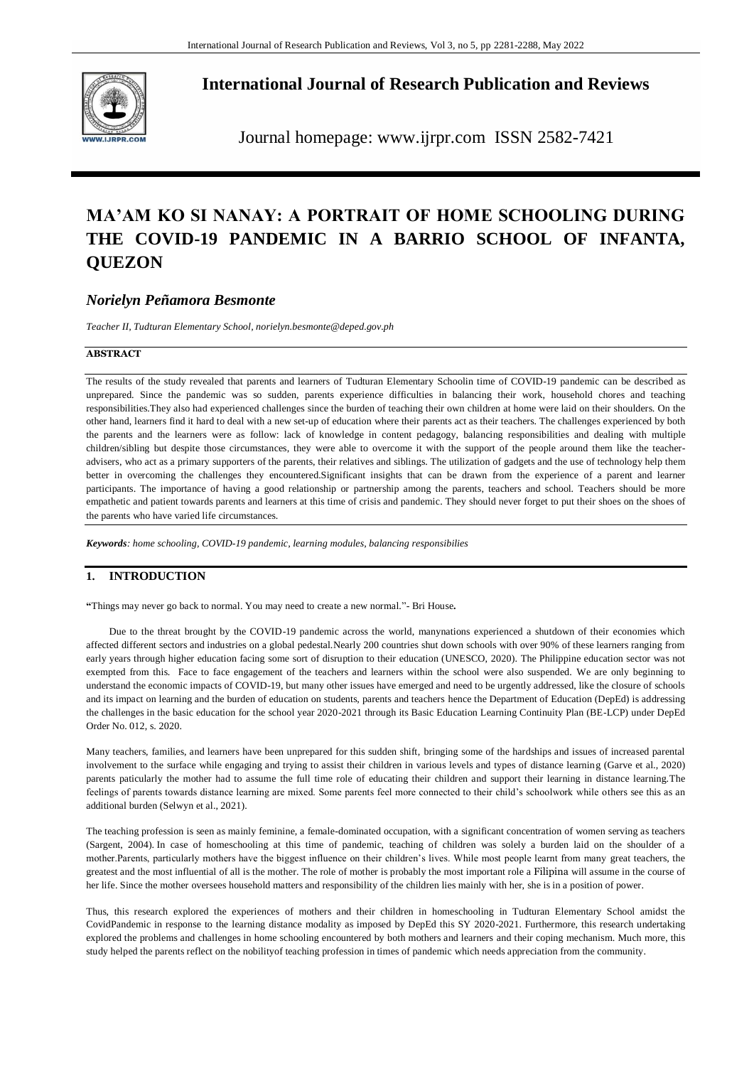# International Journal of Research Publication and Reviews

Journal homepage: www.ijrpr.com ISSN 2582-7421

# MA'AM KO SI NANAY: A PORTRAIT OF HOME SCHOOLING DURING THE COVID-19 PANDEMIC IN A BARRIO SCHOOL OF INFANTA, QUEZON

## *Norielyn Peñamora Besmonte*

*Teacher II, Tudturan Elementary School, norielyn.besmonte@deped.gov.ph*

### ABSTRACT

The results of the study revealed that parents and learners of Tudturan Elementary Schoolin time of COVID-19 pandemic can be described as unprepared. Since the pandemic was so sudden, parents experience difficulties in balancing their work, household chores and teaching responsibilities.They also had experienced challenges since the burden of teaching their own children at home were laid on their shoulders. On the other hand, learners find it hard to deal with a new set-up of education where their parents act as their teachers. The challenges experienced by both the parents and the learners were as follow: lack of knowledge in content pedagogy, balancing responsibilities and dealing with multiple children/sibling but despite those circumstances, they were able to overcome it with the support of the people around them like the teacher-advisers, who act as a primary supporters of the parents, their relatives and siblings. The utilization of gadgets and the use of technology help them better in overcoming the challenges they encountered.Significant insights that can be drawn from the experience of a parent and learner participants. The importance of having a good relationship or partnership among the parents, teachers and school. Teachers should be more empathetic and patient towards parents and learners at this time of crisis and pandemic. They should never forget to put their shoes on the shoes of the parents who have varied life circumstances.

***Keywords****: home schooling, COVID-19 pandemic, learning modules, balancing responsibilies*

## 1. INTRODUCTION

**"**Things may never go back to normal. You may need to create a new normal."- Bri House**.**

Due to the threat brought by the COVID-19 pandemic across the world, manynations experienced a shutdown of their economies which affected different sectors and industries on a global pedestal.Nearly 200 countries shut down schools with over 90% of these learners ranging from early years through higher education facing some sort of disruption to their education (UNESCO, 2020). The Philippine education sector was not exempted from this. Face to face engagement of the teachers and learners within the school were also suspended. We are only beginning to understand the economic impacts of COVID-19, but many other issues have emerged and need to be urgently addressed, like the closure of schools and its impact on learning and the burden of education on students, parents and teachers hence the Department of Education (DepEd) is addressing the challenges in the basic education for the school year 2020-2021 through its Basic Education Learning Continuity Plan (BE-LCP) under DepEd Order No. 012, s. 2020.

Many teachers, families, and learners have been unprepared for this sudden shift, bringing some of the hardships and issues of increased parental involvement to the surface while engaging and trying to assist their children in various levels and types of distance learning (Garve et al., 2020) parents paticularly the mother had to assume the full time role of educating their children and support their learning in distance learning.The feelings of parents towards distance learning are mixed. Some parents feel more connected to their child's schoolwork while others see this as an additional burden (Selwyn et al., 2021).

The teaching profession is seen as mainly feminine, a female-dominated occupation, with a significant concentration of women serving as teachers (Sargent, 2004). In case of homeschooling at this time of pandemic, teaching of children was solely a burden laid on the shoulder of a mother.Parents, particularly mothers have the biggest influence on their children's lives. While most people learnt from many great teachers, the greatest and the most influential of all is the mother. The role of mother is probably the most important role a Filipina will assume in the course of her life. Since the mother oversees household matters and responsibility of the children lies mainly with her, she is in a position of power.

Thus, this research explored the experiences of mothers and their children in homeschooling in Tudturan Elementary School amidst the CovidPandemic in response to the learning distance modality as imposed by DepEd this SY 2020-2021. Furthermore, this research undertaking explored the problems and challenges in home schooling encountered by both mothers and learners and their coping mechanism. Much more, this study helped the parents reflect on the nobilityof teaching profession in times of pandemic which needs appreciation from the community.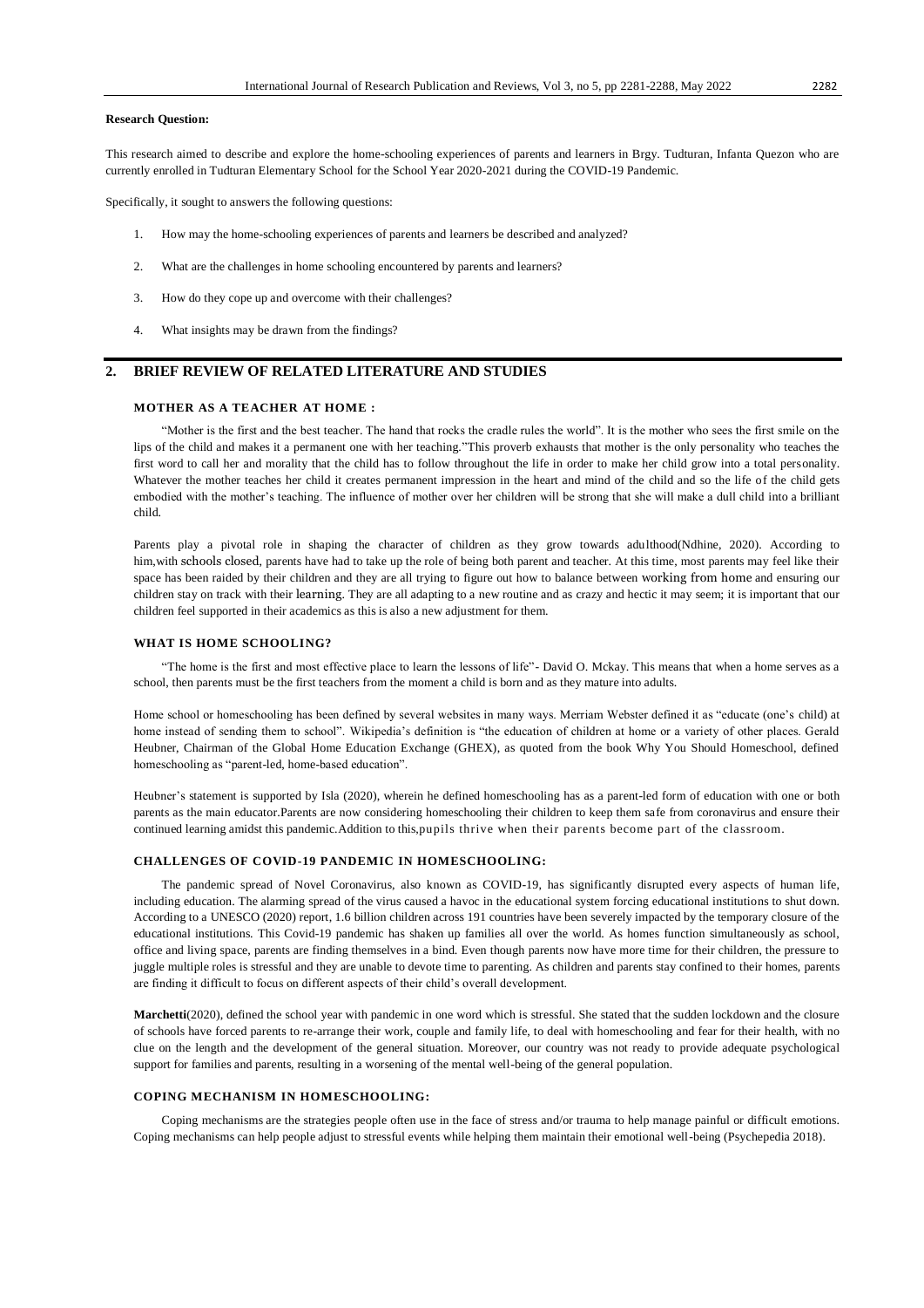**Research Question:**

This research aimed to describe and explore the home-schooling experiences of parents and learners in Brgy. Tudturan, Infanta Quezon who are currently enrolled in Tudturan Elementary School for the School Year 2020-2021 during the COVID-19 Pandemic.

Specifically, it sought to answers the following questions:

1. How may the home-schooling experiences of parents and learners be described and analyzed?
2. What are the challenges in home schooling encountered by parents and learners?
3. How do they cope up and overcome with their challenges?
4. What insights may be drawn from the findings?

## 2. BRIEF REVIEW OF RELATED LITERATURE AND STUDIES

### MOTHER AS A TEACHER AT HOME :

"Mother is the first and the best teacher. The hand that rocks the cradle rules the world". It is the mother who sees the first smile on the lips of the child and makes it a permanent one with her teaching."This proverb exhausts that mother is the only personality who teaches the first word to call her and morality that the child has to follow throughout the life in order to make her child grow into a total personality. Whatever the mother teaches her child it creates permanent impression in the heart and mind of the child and so the life of the child gets embodied with the mother's teaching. The influence of mother over her children will be strong that she will make a dull child into a brilliant child.

Parents play a pivotal role in shaping the character of children as they grow towards adulthood(Ndhine, 2020). According to him,with schools closed, parents have had to take up the role of being both parent and teacher. At this time, most parents may feel like their space has been raided by their children and they are all trying to figure out how to balance between working from home and ensuring our children stay on track with their learning. They are all adapting to a new routine and as crazy and hectic it may seem; it is important that our children feel supported in their academics as this is also a new adjustment for them.

### WHAT IS HOME SCHOOLING?

"The home is the first and most effective place to learn the lessons of life"- David O. Mckay. This means that when a home serves as a school, then parents must be the first teachers from the moment a child is born and as they mature into adults.

Home school or homeschooling has been defined by several websites in many ways. Merriam Webster defined it as "educate (one's child) at home instead of sending them to school". Wikipedia's definition is "the education of children at home or a variety of other places. Gerald Heubner, Chairman of the Global Home Education Exchange (GHEX), as quoted from the book Why You Should Homeschool, defined homeschooling as "parent-led, home-based education".

Heubner's statement is supported by Isla (2020), wherein he defined homeschooling has as a parent-led form of education with one or both parents as the main educator.Parents are now considering homeschooling their children to keep them safe from coronavirus and ensure their continued learning amidst this pandemic.Addition to this,pupils thrive when their parents become part of the classroom.

### CHALLENGES OF COVID-19 PANDEMIC IN HOMESCHOOLING:

The pandemic spread of Novel Coronavirus, also known as COVID-19, has significantly disrupted every aspects of human life, including education. The alarming spread of the virus caused a havoc in the educational system forcing educational institutions to shut down. According to a UNESCO (2020) report, 1.6 billion children across 191 countries have been severely impacted by the temporary closure of the educational institutions. This Covid-19 pandemic has shaken up families all over the world. As homes function simultaneously as school, office and living space, parents are finding themselves in a bind. Even though parents now have more time for their children, the pressure to juggle multiple roles is stressful and they are unable to devote time to parenting. As children and parents stay confined to their homes, parents are finding it difficult to focus on different aspects of their child's overall development.

**Marchetti**(2020), defined the school year with pandemic in one word which is stressful. She stated that the sudden lockdown and the closure of schools have forced parents to re-arrange their work, couple and family life, to deal with homeschooling and fear for their health, with no clue on the length and the development of the general situation. Moreover, our country was not ready to provide adequate psychological support for families and parents, resulting in a worsening of the mental well-being of the general population.

### COPING MECHANISM IN HOMESCHOOLING:

Coping mechanisms are the strategies people often use in the face of stress and/or trauma to help manage painful or difficult emotions. Coping mechanisms can help people adjust to stressful events while helping them maintain their emotional well-being (Psychepedia 2018).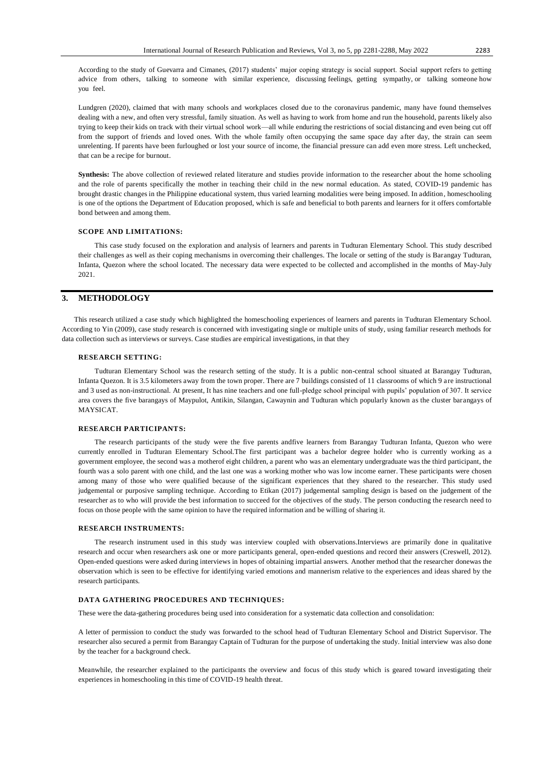According to the study of Guevarra and Cimanes, (2017) students' major coping strategy is social support. Social support refers to getting advice from others, talking to someone with similar experience, discussing feelings, getting sympathy, or talking someone how you feel.

Lundgren (2020), claimed that with many schools and workplaces closed due to the coronavirus pandemic, many have found themselves dealing with a new, and often very stressful, family situation. As well as having to work from home and run the household, parents likely also trying to keep their kids on track with their virtual school work—all while enduring the restrictions of social distancing and even being cut off from the support of friends and loved ones. With the whole family often occupying the same space day after day, the strain can seem unrelenting. If parents have been furloughed or lost your source of income, the financial pressure can add even more stress. Left unchecked, that can be a recipe for burnout.

**Synthesis:** The above collection of reviewed related literature and studies provide information to the researcher about the home schooling and the role of parents specifically the mother in teaching their child in the new normal education. As stated, COVID-19 pandemic has brought drastic changes in the Philippine educational system, thus varied learning modalities were being imposed. In addition, homeschooling is one of the options the Department of Education proposed, which is safe and beneficial to both parents and learners for it offers comfortable bond between and among them.

### SCOPE AND LIMITATIONS:

This case study focused on the exploration and analysis of learners and parents in Tudturan Elementary School. This study described their challenges as well as their coping mechanisms in overcoming their challenges. The locale or setting of the study is Barangay Tudturan, Infanta, Quezon where the school located. The necessary data were expected to be collected and accomplished in the months of May-July 2021.

## 3. METHODOLOGY

This research utilized a case study which highlighted the homeschooling experiences of learners and parents in Tudturan Elementary School. According to Yin (2009), case study research is concerned with investigating single or multiple units of study, using familiar research methods for data collection such as interviews or surveys. Case studies are empirical investigations, in that they

### RESEARCH SETTING:

Tudturan Elementary School was the research setting of the study. It is a public non-central school situated at Barangay Tudturan, Infanta Quezon. It is 3.5 kilometers away from the town proper. There are 7 buildings consisted of 11 classrooms of which 9 are instructional and 3 used as non-instructional. At present, It has nine teachers and one full-pledge school principal with pupils' population of 307. It service area covers the five barangays of Maypulot, Antikin, Silangan, Cawaynin and Tudturan which popularly known as the cluster barangays of MAYSICAT.

### RESEARCH PARTICIPANTS:

The research participants of the study were the five parents andfive learners from Barangay Tudturan Infanta, Quezon who were currently enrolled in Tudturan Elementary School.The first participant was a bachelor degree holder who is currently working as a government employee, the second was a motherof eight children, a parent who was an elementary undergraduate was the third participant, the fourth was a solo parent with one child, and the last one was a working mother who was low income earner. These participants were chosen among many of those who were qualified because of the significant experiences that they shared to the researcher. This study used judgemental or purposive sampling technique. According to Etikan (2017) judgemental sampling design is based on the judgement of the researcher as to who will provide the best information to succeed for the objectives of the study. The person conducting the research need to focus on those people with the same opinion to have the required information and be willing of sharing it.

### RESEARCH INSTRUMENTS:

The research instrument used in this study was interview coupled with observations.Interviews are primarily done in qualitative research and occur when researchers ask one or more participants general, open-ended questions and record their answers (Creswell, 2012). Open-ended questions were asked during interviews in hopes of obtaining impartial answers. Another method that the researcher donewas the observation which is seen to be effective for identifying varied emotions and mannerism relative to the experiences and ideas shared by the research participants.

### DATA GATHERING PROCEDURES AND TECHNIQUES:

These were the data-gathering procedures being used into consideration for a systematic data collection and consolidation:

A letter of permission to conduct the study was forwarded to the school head of Tudturan Elementary School and District Supervisor. The researcher also secured a permit from Barangay Captain of Tudturan for the purpose of undertaking the study. Initial interview was also done by the teacher for a background check.

Meanwhile, the researcher explained to the participants the overview and focus of this study which is geared toward investigating their experiences in homeschooling in this time of COVID-19 health threat.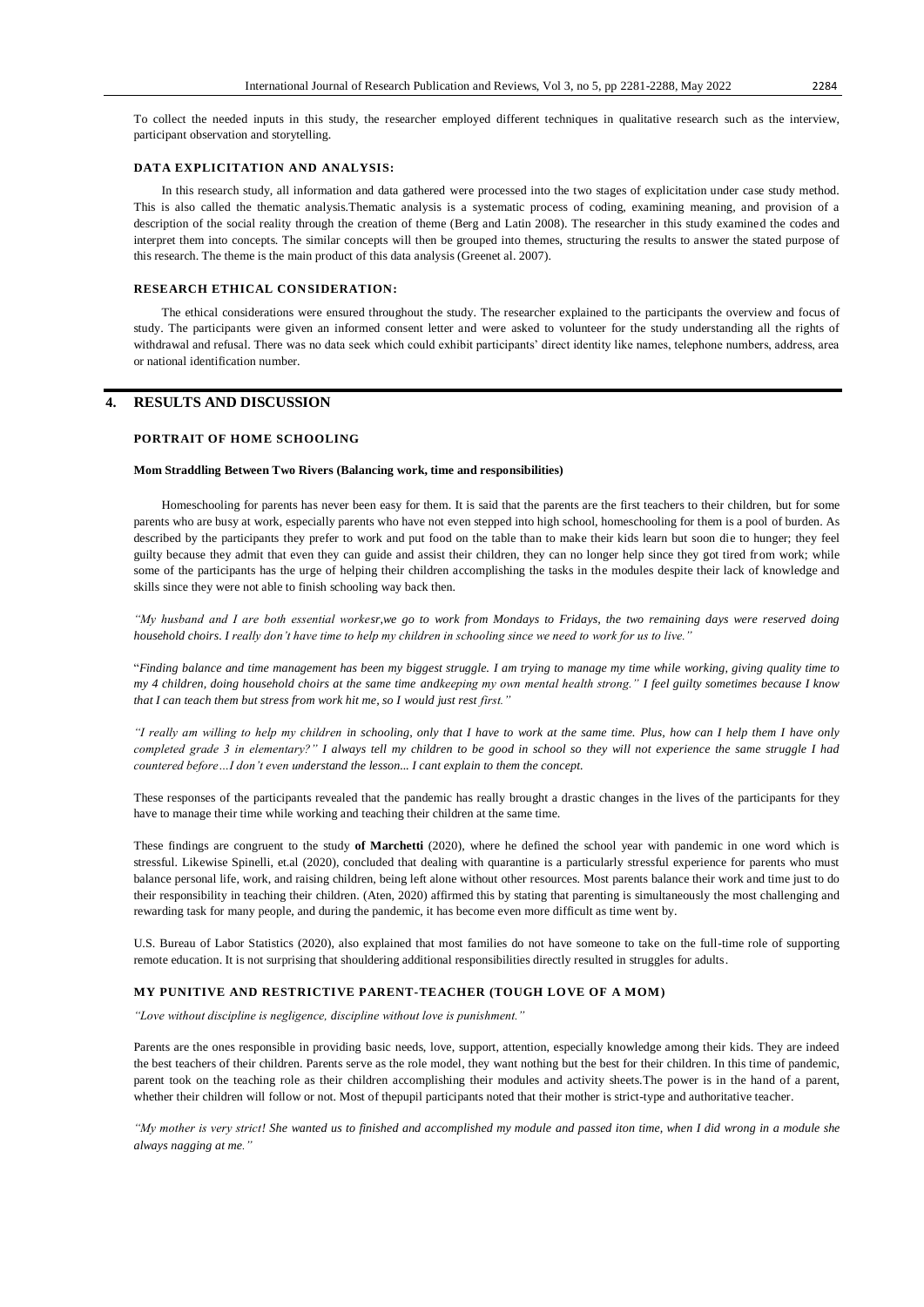To collect the needed inputs in this study, the researcher employed different techniques in qualitative research such as the interview, participant observation and storytelling.

### DATA EXPLICITATION AND ANALYSIS:

In this research study, all information and data gathered were processed into the two stages of explicitation under case study method. This is also called the thematic analysis.Thematic analysis is a systematic process of coding, examining meaning, and provision of a description of the social reality through the creation of theme (Berg and Latin 2008). The researcher in this study examined the codes and interpret them into concepts. The similar concepts will then be grouped into themes, structuring the results to answer the stated purpose of this research. The theme is the main product of this data analysis (Greenet al. 2007).

### RESEARCH ETHICAL CONSIDERATION:

The ethical considerations were ensured throughout the study. The researcher explained to the participants the overview and focus of study. The participants were given an informed consent letter and were asked to volunteer for the study understanding all the rights of withdrawal and refusal. There was no data seek which could exhibit participants' direct identity like names, telephone numbers, address, area or national identification number.

## 4. RESULTS AND DISCUSSION

### PORTRAIT OF HOME SCHOOLING

#### Mom Straddling Between Two Rivers (Balancing work, time and responsibilities)

Homeschooling for parents has never been easy for them. It is said that the parents are the first teachers to their children, but for some parents who are busy at work, especially parents who have not even stepped into high school, homeschooling for them is a pool of burden. As described by the participants they prefer to work and put food on the table than to make their kids learn but soon die to hunger; they feel guilty because they admit that even they can guide and assist their children, they can no longer help since they got tired from work; while some of the participants has the urge of helping their children accomplishing the tasks in the modules despite their lack of knowledge and skills since they were not able to finish schooling way back then.

*"My husband and I are both essential workesr,we go to work from Mondays to Fridays, the two remaining days were reserved doing household choirs. I really don't have time to help my children in schooling since we need to work for us to live."*

"*Finding balance and time management has been my biggest struggle. I am trying to manage my time while working, giving quality time to my 4 children, doing household choirs at the same time andkeeping my own mental health strong." I feel guilty sometimes because I know that I can teach them but stress from work hit me, so I would just rest first."*

*"I really am willing to help my children in schooling, only that I have to work at the same time. Plus, how can I help them I have only completed grade 3 in elementary?" I always tell my children to be good in school so they will not experience the same struggle I had countered before…I don't even understand the lesson... I cant explain to them the concept.*

These responses of the participants revealed that the pandemic has really brought a drastic changes in the lives of the participants for they have to manage their time while working and teaching their children at the same time.

These findings are congruent to the study **of Marchetti** (2020), where he defined the school year with pandemic in one word which is stressful. Likewise Spinelli, et.al (2020), concluded that dealing with quarantine is a particularly stressful experience for parents who must balance personal life, work, and raising children, being left alone without other resources. Most parents balance their work and time just to do their responsibility in teaching their children. (Aten, 2020) affirmed this by stating that parenting is simultaneously the most challenging and rewarding task for many people, and during the pandemic, it has become even more difficult as time went by.

U.S. Bureau of Labor Statistics (2020), also explained that most families do not have someone to take on the full-time role of supporting remote education. It is not surprising that shouldering additional responsibilities directly resulted in struggles for adults.

### MY PUNITIVE AND RESTRICTIVE PARENT-TEACHER (TOUGH LOVE OF A MOM)

*"Love without discipline is negligence, discipline without love is punishment."*

Parents are the ones responsible in providing basic needs, love, support, attention, especially knowledge among their kids. They are indeed the best teachers of their children. Parents serve as the role model, they want nothing but the best for their children. In this time of pandemic, parent took on the teaching role as their children accomplishing their modules and activity sheets.The power is in the hand of a parent, whether their children will follow or not. Most of thepupil participants noted that their mother is strict-type and authoritative teacher.

*"My mother is very strict! She wanted us to finished and accomplished my module and passed iton time, when I did wrong in a module she always nagging at me."*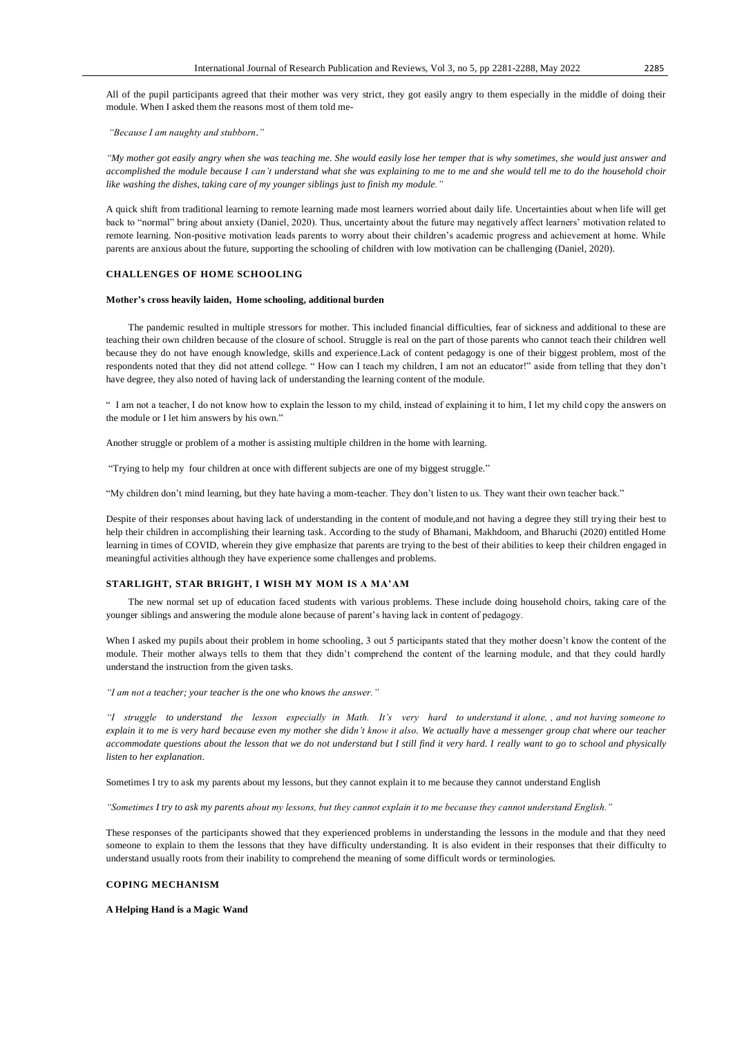All of the pupil participants agreed that their mother was very strict, they got easily angry to them especially in the middle of doing their module. When I asked them the reasons most of them told me-

*"Because I am naughty and stubborn."*

*"My mother got easily angry when she was teaching me. She would easily lose her temper that is why sometimes, she would just answer and accomplished the module because I can't understand what she was explaining to me to me and she would tell me to do the household choir like washing the dishes, taking care of my younger siblings just to finish my module."*

A quick shift from traditional learning to remote learning made most learners worried about daily life. Uncertainties about when life will get back to "normal" bring about anxiety (Daniel, 2020). Thus, uncertainty about the future may negatively affect learners' motivation related to remote learning. Non-positive motivation leads parents to worry about their children's academic progress and achievement at home. While parents are anxious about the future, supporting the schooling of children with low motivation can be challenging (Daniel, 2020).

## CHALLENGES OF HOME SCHOOLING

### Mother's cross heavily laiden, Home schooling, additional burden

The pandemic resulted in multiple stressors for mother. This included financial difficulties, fear of sickness and additional to these are teaching their own children because of the closure of school. Struggle is real on the part of those parents who cannot teach their children well because they do not have enough knowledge, skills and experience.Lack of content pedagogy is one of their biggest problem, most of the respondents noted that they did not attend college. " How can I teach my children, I am not an educator!" aside from telling that they don't have degree, they also noted of having lack of understanding the learning content of the module.

" I am not a teacher, I do not know how to explain the lesson to my child, instead of explaining it to him, I let my child copy the answers on the module or I let him answers by his own."

Another struggle or problem of a mother is assisting multiple children in the home with learning.

"Trying to help my four children at once with different subjects are one of my biggest struggle."

"My children don't mind learning, but they hate having a mom-teacher. They don't listen to us. They want their own teacher back."

Despite of their responses about having lack of understanding in the content of module,and not having a degree they still trying their best to help their children in accomplishing their learning task. According to the study of Bhamani, Makhdoom, and Bharuchi (2020) entitled Home learning in times of COVID, wherein they give emphasize that parents are trying to the best of their abilities to keep their children engaged in meaningful activities although they have experience some challenges and problems.

## STARLIGHT, STAR BRIGHT, I WISH MY MOM IS A MA'AM

The new normal set up of education faced students with various problems. These include doing household choirs, taking care of the younger siblings and answering the module alone because of parent's having lack in content of pedagogy.

When I asked my pupils about their problem in home schooling, 3 out 5 participants stated that they mother doesn't know the content of the module. Their mother always tells to them that they didn't comprehend the content of the learning module, and that they could hardly understand the instruction from the given tasks.

*"I am not a teacher; your teacher is the one who knows the answer."*

*"I struggle to understand the lesson especially in Math. It's very hard to understand it alone, , and not having someone to explain it to me is very hard because even my mother she didn't know it also. We actually have a messenger group chat where our teacher accommodate questions about the lesson that we do not understand but I still find it very hard. I really want to go to school and physically listen to her explanation.*

Sometimes I try to ask my parents about my lessons, but they cannot explain it to me because they cannot understand English

*"Sometimes I try to ask my parents about my lessons, but they cannot explain it to me because they cannot understand English."*

These responses of the participants showed that they experienced problems in understanding the lessons in the module and that they need someone to explain to them the lessons that they have difficulty understanding. It is also evident in their responses that their difficulty to understand usually roots from their inability to comprehend the meaning of some difficult words or terminologies.

## COPING MECHANISM

### A Helping Hand is a Magic Wand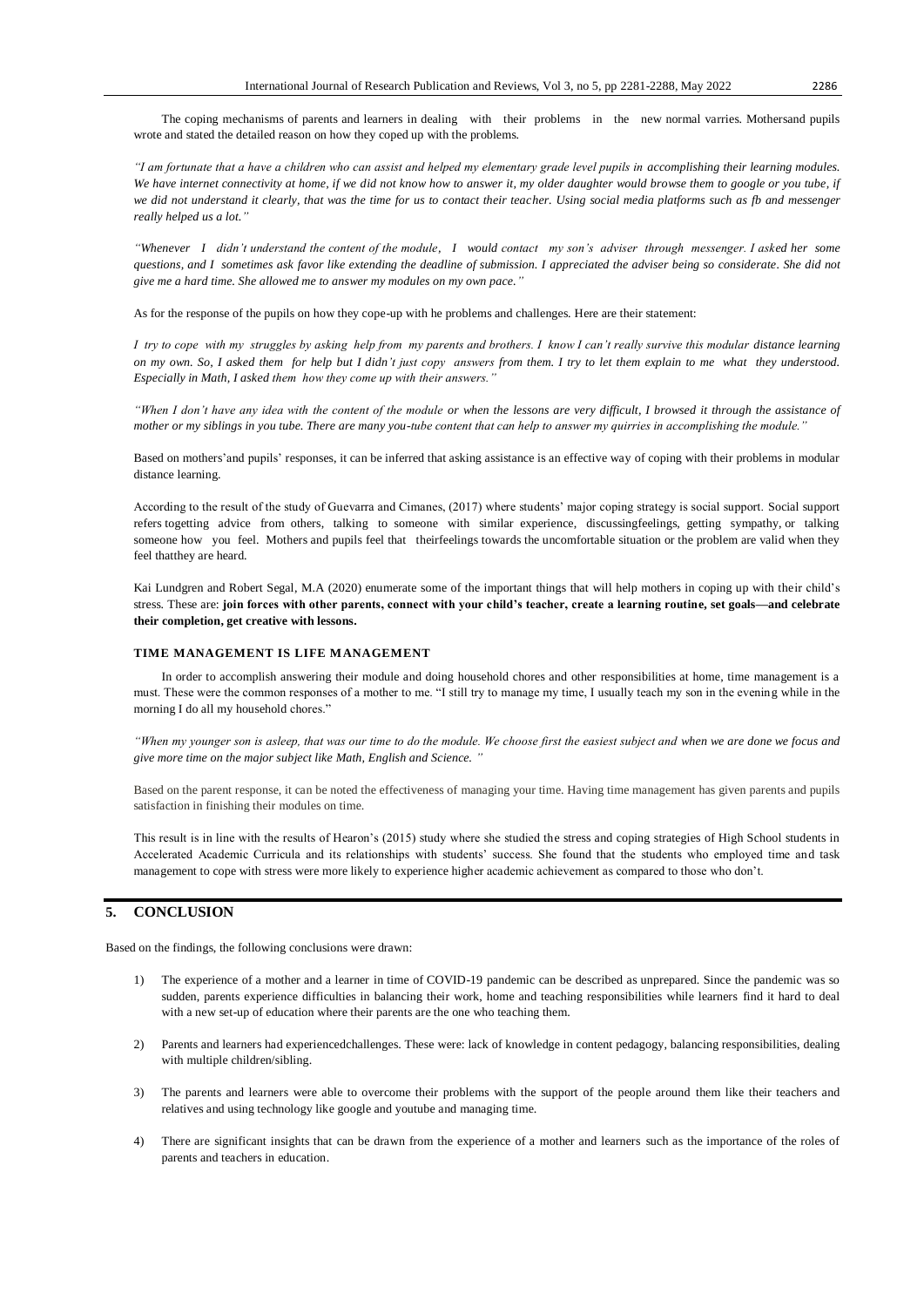The coping mechanisms of parents and learners in dealing with their problems in the new normal varries. Mothersand pupils wrote and stated the detailed reason on how they coped up with the problems.

*"I am fortunate that a have a children who can assist and helped my elementary grade level pupils in accomplishing their learning modules. We have internet connectivity at home, if we did not know how to answer it, my older daughter would browse them to google or you tube, if we did not understand it clearly, that was the time for us to contact their teacher. Using social media platforms such as fb and messenger really helped us a lot."*

*"Whenever I didn't understand the content of the module, I would contact my son's adviser through messenger. I asked her some questions, and I sometimes ask favor like extending the deadline of submission. I appreciated the adviser being so considerate. She did not give me a hard time. She allowed me to answer my modules on my own pace."*

As for the response of the pupils on how they cope-up with he problems and challenges. Here are their statement:

*I try to cope with my struggles by asking help from my parents and brothers. I know I can't really survive this modular distance learning on my own. So, I asked them for help but I didn't just copy answers from them. I try to let them explain to me what they understood. Especially in Math, I asked them how they come up with their answers."*

*"When I don't have any idea with the content of the module or when the lessons are very difficult, I browsed it through the assistance of mother or my siblings in you tube. There are many you-tube content that can help to answer my quirries in accomplishing the module."*

Based on mothers'and pupils' responses, it can be inferred that asking assistance is an effective way of coping with their problems in modular distance learning.

According to the result of the study of Guevarra and Cimanes, (2017) where students' major coping strategy is social support. Social support refers togetting advice from others, talking to someone with similar experience, discussingfeelings, getting sympathy, or talking someone how you feel. Mothers and pupils feel that theirfeelings towards the uncomfortable situation or the problem are valid when they feel thatthey are heard.

Kai Lundgren and Robert Segal, M.A (2020) enumerate some of the important things that will help mothers in coping up with their child's stress. These are: **join forces with other parents, connect with your child's teacher, create a learning routine, set goals—and celebrate their completion, get creative with lessons.**

#### TIME MANAGEMENT IS LIFE MANAGEMENT

In order to accomplish answering their module and doing household chores and other responsibilities at home, time management is a must. These were the common responses of a mother to me. "I still try to manage my time, I usually teach my son in the evening while in the morning I do all my household chores."

*"When my younger son is asleep, that was our time to do the module. We choose first the easiest subject and when we are done we focus and give more time on the major subject like Math, English and Science. "*

Based on the parent response, it can be noted the effectiveness of managing your time. Having time management has given parents and pupils satisfaction in finishing their modules on time.

This result is in line with the results of Hearon's (2015) study where she studied the stress and coping strategies of High School students in Accelerated Academic Curricula and its relationships with students' success. She found that the students who employed time and task management to cope with stress were more likely to experience higher academic achievement as compared to those who don't.

## 5. CONCLUSION

Based on the findings, the following conclusions were drawn:

1) The experience of a mother and a learner in time of COVID-19 pandemic can be described as unprepared. Since the pandemic was so sudden, parents experience difficulties in balancing their work, home and teaching responsibilities while learners find it hard to deal with a new set-up of education where their parents are the one who teaching them.

2) Parents and learners had experiencedchallenges. These were: lack of knowledge in content pedagogy, balancing responsibilities, dealing with multiple children/sibling.

3) The parents and learners were able to overcome their problems with the support of the people around them like their teachers and relatives and using technology like google and youtube and managing time.

4) There are significant insights that can be drawn from the experience of a mother and learners such as the importance of the roles of parents and teachers in education.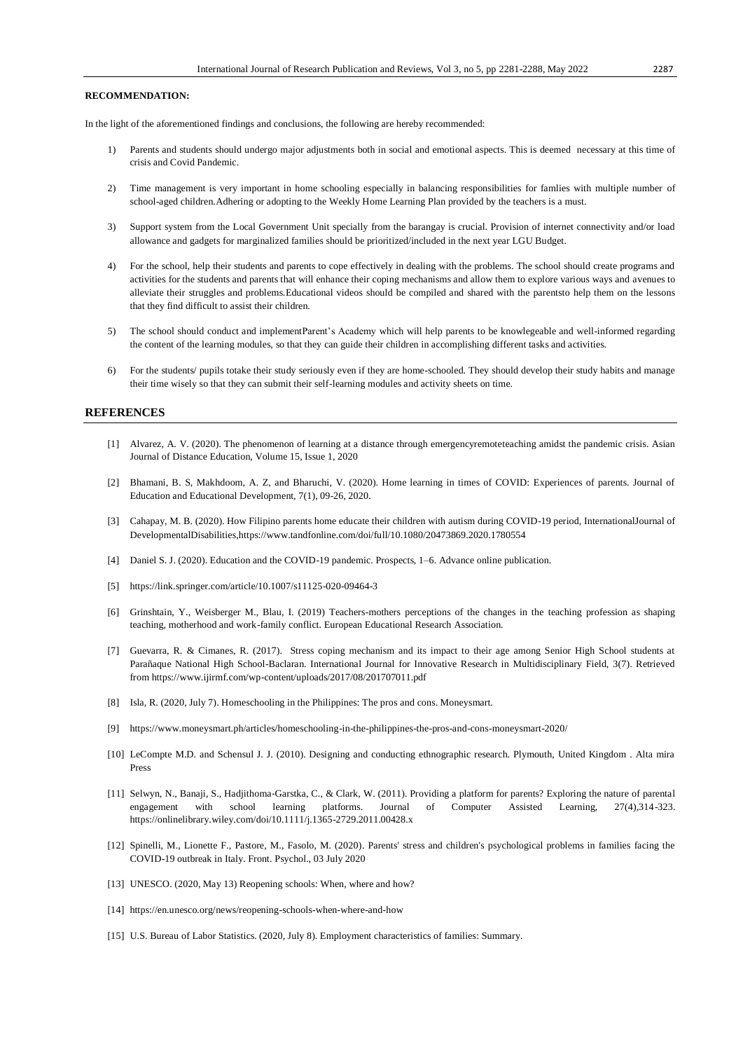**RECOMMENDATION:**

In the light of the aforementioned findings and conclusions, the following are hereby recommended:

1) Parents and students should undergo major adjustments both in social and emotional aspects. This is deemed necessary at this time of crisis and Covid Pandemic.

2) Time management is very important in home schooling especially in balancing responsibilities for famlies with multiple number of school-aged children.Adhering or adopting to the Weekly Home Learning Plan provided by the teachers is a must.

3) Support system from the Local Government Unit specially from the barangay is crucial. Provision of internet connectivity and/or load allowance and gadgets for marginalized families should be prioritized/included in the next year LGU Budget.

4) For the school, help their students and parents to cope effectively in dealing with the problems. The school should create programs and activities for the students and parents that will enhance their coping mechanisms and allow them to explore various ways and avenues to alleviate their struggles and problems.Educational videos should be compiled and shared with the parentsto help them on the lessons that they find difficult to assist their children.

5) The school should conduct and implementParent's Academy which will help parents to be knowlegeable and well-informed regarding the content of the learning modules, so that they can guide their children in accomplishing different tasks and activities.

6) For the students/ pupils totake their study seriously even if they are home-schooled. They should develop their study habits and manage their time wisely so that they can submit their self-learning modules and activity sheets on time.

## REFERENCES

[1] Alvarez, A. V. (2020). The phenomenon of learning at a distance through emergencyremoteteaching amidst the pandemic crisis. Asian Journal of Distance Education, Volume 15, Issue 1, 2020

[2] Bhamani, B. S, Makhdoom, A. Z, and Bharuchi, V. (2020). Home learning in times of COVID: Experiences of parents. Journal of Education and Educational Development, 7(1), 09-26, 2020.

[3] Cahapay, M. B. (2020). How Filipino parents home educate their children with autism during COVID-19 period, InternationalJournal of DevelopmentalDisabilities,https://www.tandfonline.com/doi/full/10.1080/20473869.2020.1780554

[4] Daniel S. J. (2020). Education and the COVID-19 pandemic. Prospects, 1–6. Advance online publication.

[5] https://link.springer.com/article/10.1007/s11125-020-09464-3

[6] Grinshtain, Y., Weisberger M., Blau, I. (2019) Teachers-mothers perceptions of the changes in the teaching profession as shaping teaching, motherhood and work-family conflict. European Educational Research Association.

[7] Guevarra, R. & Cimanes, R. (2017). Stress coping mechanism and its impact to their age among Senior High School students at Parañaque National High School-Baclaran. International Journal for Innovative Research in Multidisciplinary Field, 3(7). Retrieved from https://www.ijirmf.com/wp-content/uploads/2017/08/201707011.pdf

[8] Isla, R. (2020, July 7). Homeschooling in the Philippines: The pros and cons. Moneysmart.

[9] https://www.moneysmart.ph/articles/homeschooling-in-the-philippines-the-pros-and-cons-moneysmart-2020/

[10] LeCompte M.D. and Schensul J. J. (2010). Designing and conducting ethnographic research. Plymouth, United Kingdom . Alta mira Press

[11] Selwyn, N., Banaji, S., Hadjithoma-Garstka, C., & Clark, W. (2011). Providing a platform for parents? Exploring the nature of parental engagement with school learning platforms. Journal of Computer Assisted Learning, 27(4),314-323. https://onlinelibrary.wiley.com/doi/10.1111/j.1365-2729.2011.00428.x

[12] Spinelli, M., Lionette F., Pastore, M., Fasolo, M. (2020). Parents' stress and children's psychological problems in families facing the COVID-19 outbreak in Italy. Front. Psychol., 03 July 2020

[13] UNESCO. (2020, May 13) Reopening schools: When, where and how?

[14] https://en.unesco.org/news/reopening-schools-when-where-and-how

[15] U.S. Bureau of Labor Statistics. (2020, July 8). Employment characteristics of families: Summary.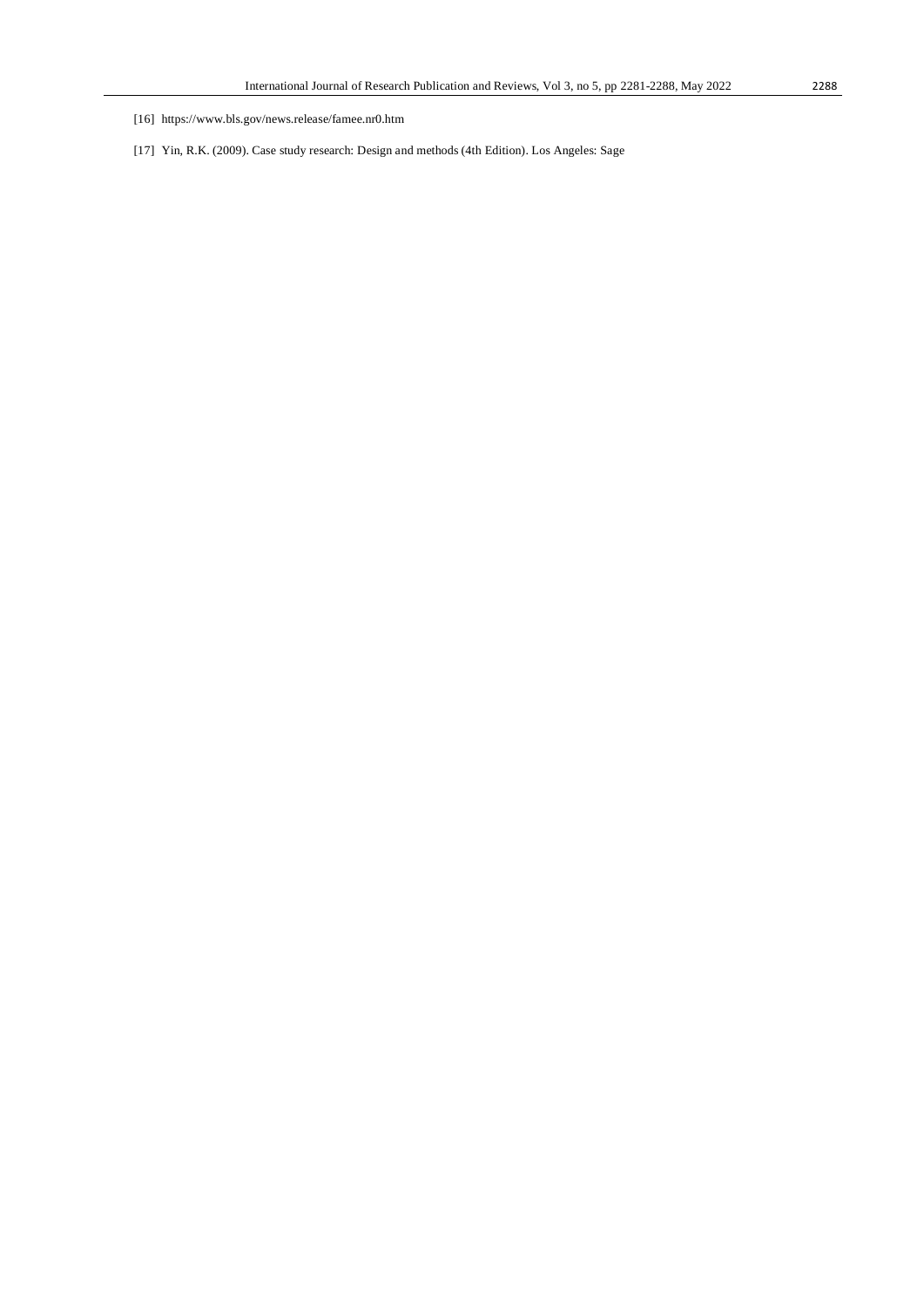[16] https://www.bls.gov/news.release/famee.nr0.htm

[17] Yin, R.K. (2009). Case study research: Design and methods (4th Edition). Los Angeles: Sage